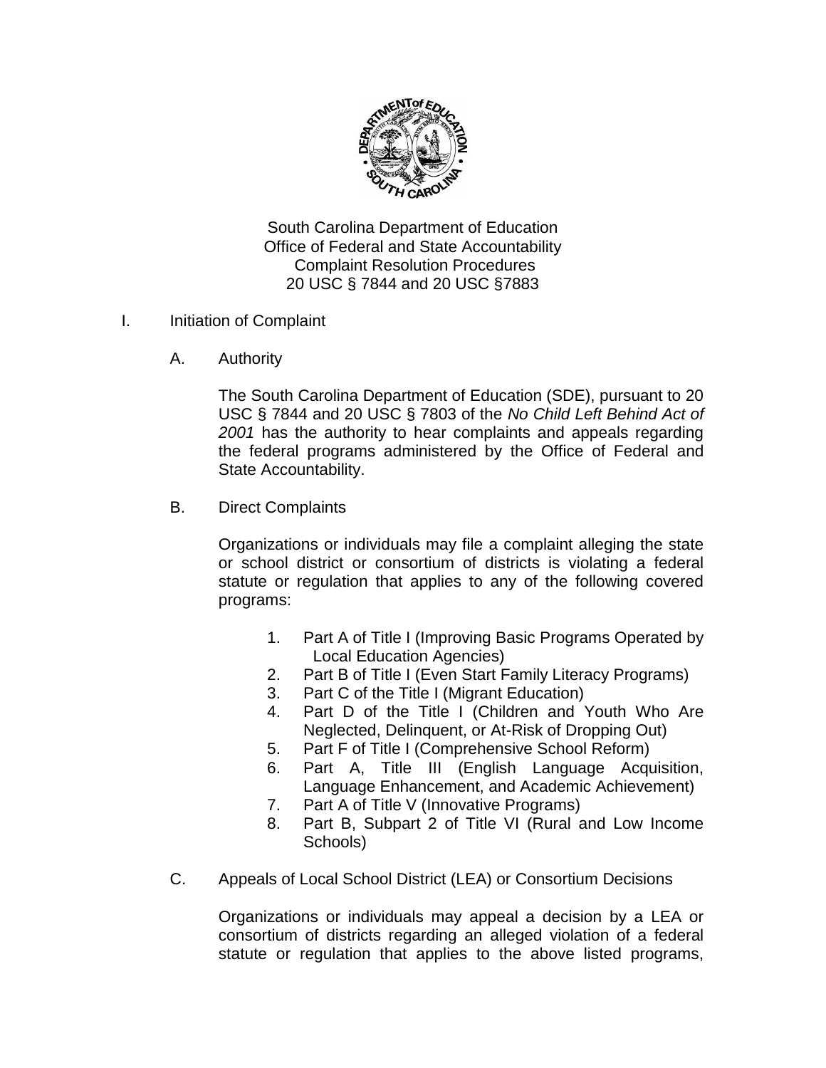South Carolina Department of Education
Office of Federal and State Accountability
Complaint Resolution Procedures
20 USC § 7844 and 20 USC §7883

# I. Initiation of Complaint

## A. Authority

The South Carolina Department of Education (SDE), pursuant to 20 USC § 7844 and 20 USC § 7803 of the *No Child Left Behind Act of 2001* has the authority to hear complaints and appeals regarding the federal programs administered by the Office of Federal and State Accountability.

## B. Direct Complaints

Organizations or individuals may file a complaint alleging the state or school district or consortium of districts is violating a federal statute or regulation that applies to any of the following covered programs:

1. Part A of Title I (Improving Basic Programs Operated by Local Education Agencies)
2. Part B of Title I (Even Start Family Literacy Programs)
3. Part C of the Title I (Migrant Education)
4. Part D of the Title I (Children and Youth Who Are Neglected, Delinquent, or At-Risk of Dropping Out)
5. Part F of Title I (Comprehensive School Reform)
6. Part A, Title III (English Language Acquisition, Language Enhancement, and Academic Achievement)
7. Part A of Title V (Innovative Programs)
8. Part B, Subpart 2 of Title VI (Rural and Low Income Schools)

## C. Appeals of Local School District (LEA) or Consortium Decisions

Organizations or individuals may appeal a decision by a LEA or consortium of districts regarding an alleged violation of a federal statute or regulation that applies to the above listed programs,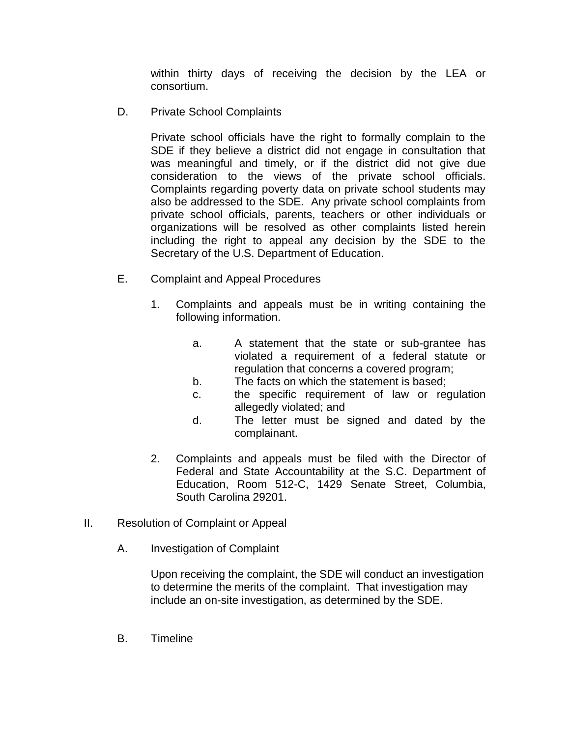within thirty days of receiving the decision by the LEA or consortium.

D. Private School Complaints

Private school officials have the right to formally complain to the SDE if they believe a district did not engage in consultation that was meaningful and timely, or if the district did not give due consideration to the views of the private school officials. Complaints regarding poverty data on private school students may also be addressed to the SDE. Any private school complaints from private school officials, parents, teachers or other individuals or organizations will be resolved as other complaints listed herein including the right to appeal any decision by the SDE to the Secretary of the U.S. Department of Education.

E. Complaint and Appeal Procedures

1. Complaints and appeals must be in writing containing the following information.

   a. A statement that the state or sub-grantee has violated a requirement of a federal statute or regulation that concerns a covered program;
   b. The facts on which the statement is based;
   c. the specific requirement of law or regulation allegedly violated; and
   d. The letter must be signed and dated by the complainant.

2. Complaints and appeals must be filed with the Director of Federal and State Accountability at the S.C. Department of Education, Room 512-C, 1429 Senate Street, Columbia, South Carolina 29201.

## II. Resolution of Complaint or Appeal

A. Investigation of Complaint

Upon receiving the complaint, the SDE will conduct an investigation to determine the merits of the complaint. That investigation may include an on-site investigation, as determined by the SDE.

B. Timeline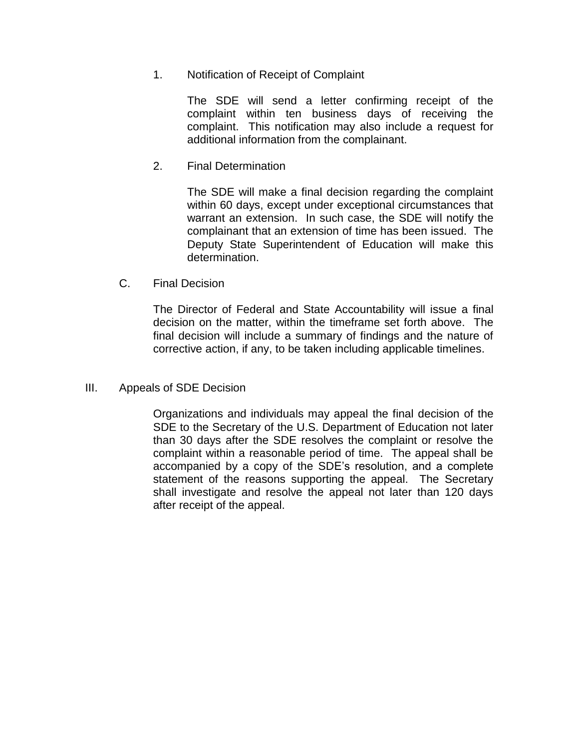1. Notification of Receipt of Complaint

   The SDE will send a letter confirming receipt of the complaint within ten business days of receiving the complaint. This notification may also include a request for additional information from the complainant.

2. Final Determination

   The SDE will make a final decision regarding the complaint within 60 days, except under exceptional circumstances that warrant an extension. In such case, the SDE will notify the complainant that an extension of time has been issued. The Deputy State Superintendent of Education will make this determination.

C. Final Decision

The Director of Federal and State Accountability will issue a final decision on the matter, within the timeframe set forth above. The final decision will include a summary of findings and the nature of corrective action, if any, to be taken including applicable timelines.

III. Appeals of SDE Decision

Organizations and individuals may appeal the final decision of the SDE to the Secretary of the U.S. Department of Education not later than 30 days after the SDE resolves the complaint or resolve the complaint within a reasonable period of time. The appeal shall be accompanied by a copy of the SDE's resolution, and a complete statement of the reasons supporting the appeal. The Secretary shall investigate and resolve the appeal not later than 120 days after receipt of the appeal.